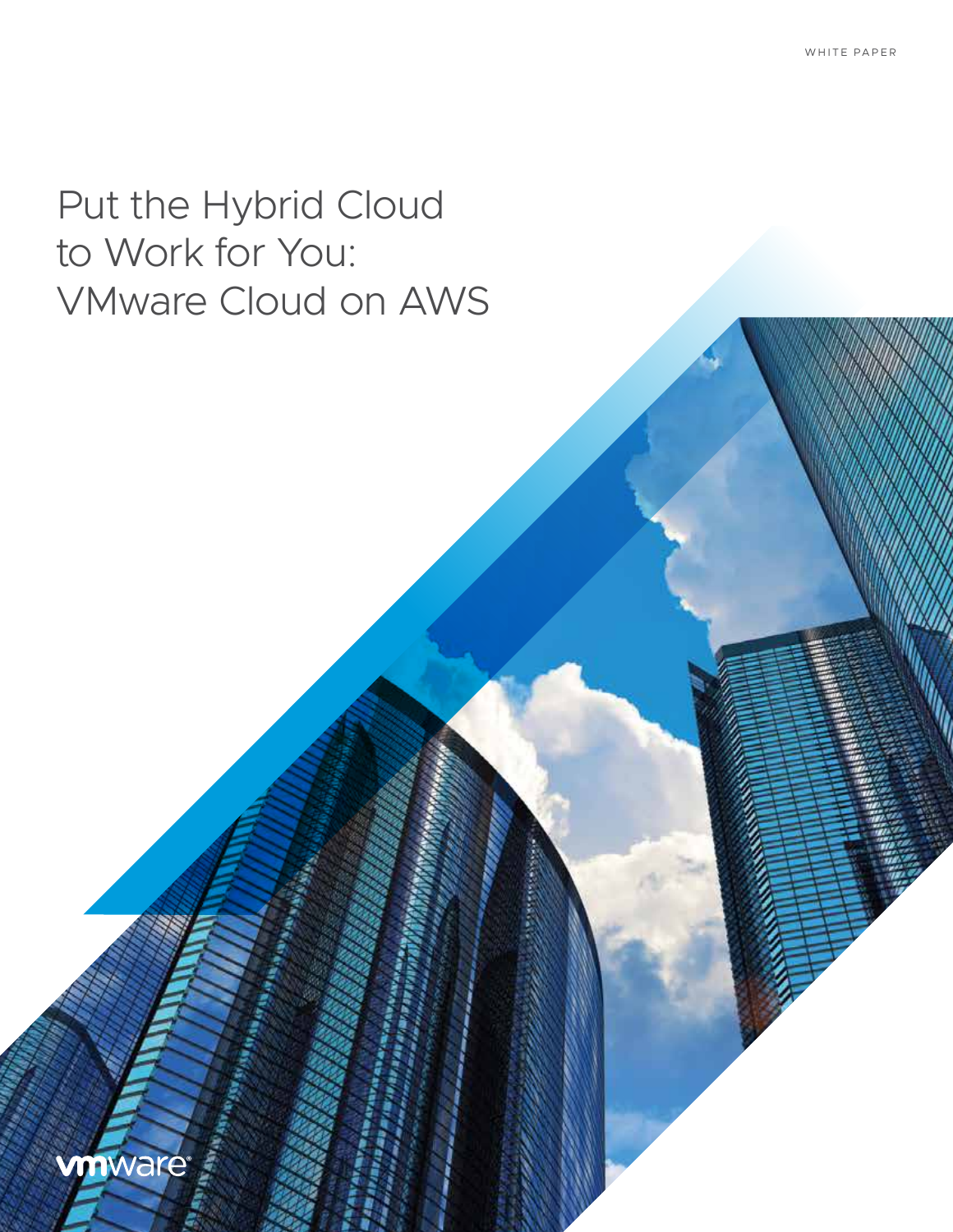WHITE PAPER

# Put the Hybrid Cloud to Work for You: VMware Cloud on AWS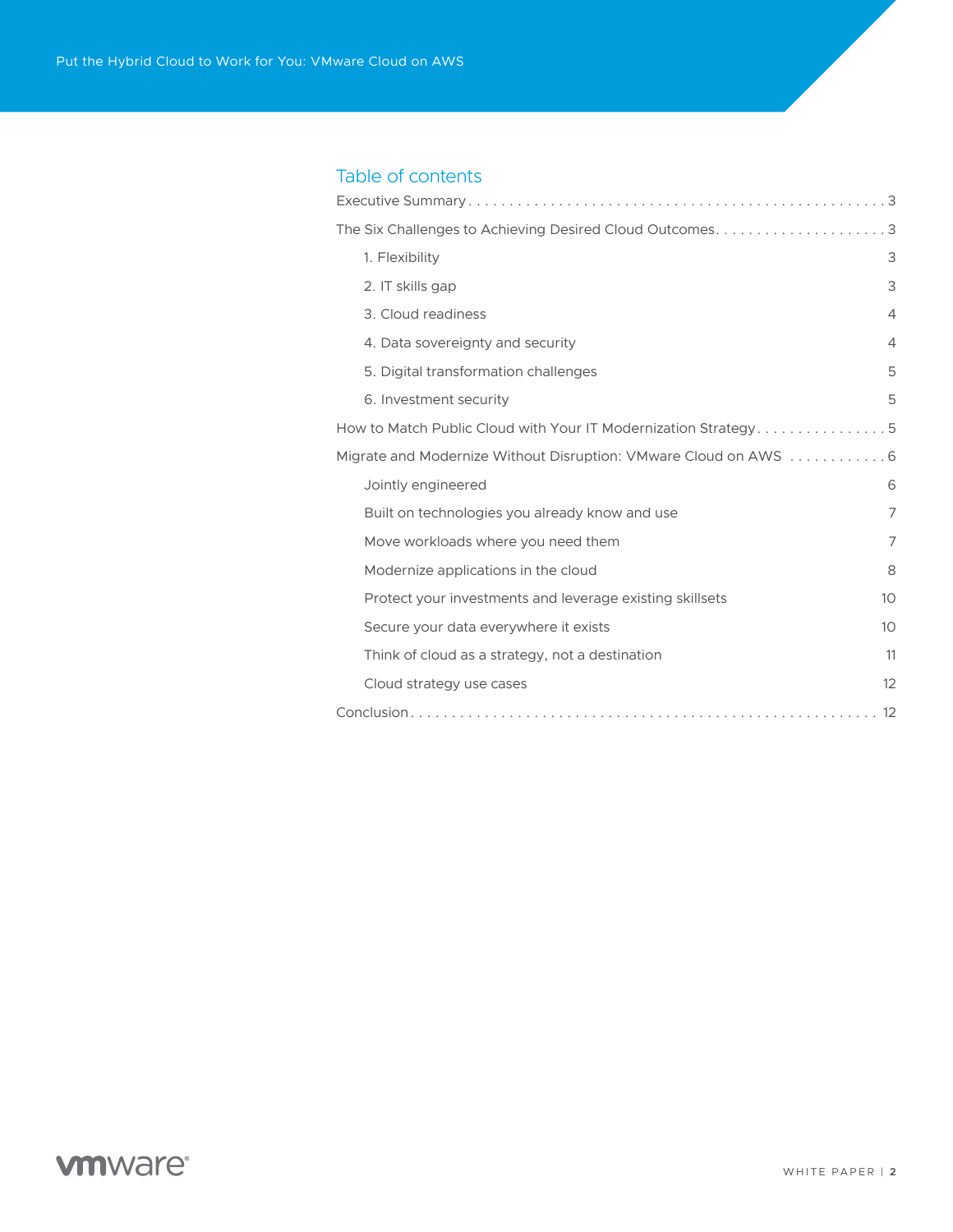## Table of contents

- Executive Summary . . . 3
- The Six Challenges to Achieving Desired Cloud Outcomes . . . 3
  - 1. Flexibility 3
  - 2. IT skills gap 3
  - 3. Cloud readiness 4
  - 4. Data sovereignty and security 4
  - 5. Digital transformation challenges 5
  - 6. Investment security 5
- How to Match Public Cloud with Your IT Modernization Strategy . . . 5
- Migrate and Modernize Without Disruption: VMware Cloud on AWS . . . 6
  - Jointly engineered 6
  - Built on technologies you already know and use 7
  - Move workloads where you need them 7
  - Modernize applications in the cloud 8
  - Protect your investments and leverage existing skillsets 10
  - Secure your data everywhere it exists 10
  - Think of cloud as a strategy, not a destination 11
  - Cloud strategy use cases 12
- Conclusion . . . 12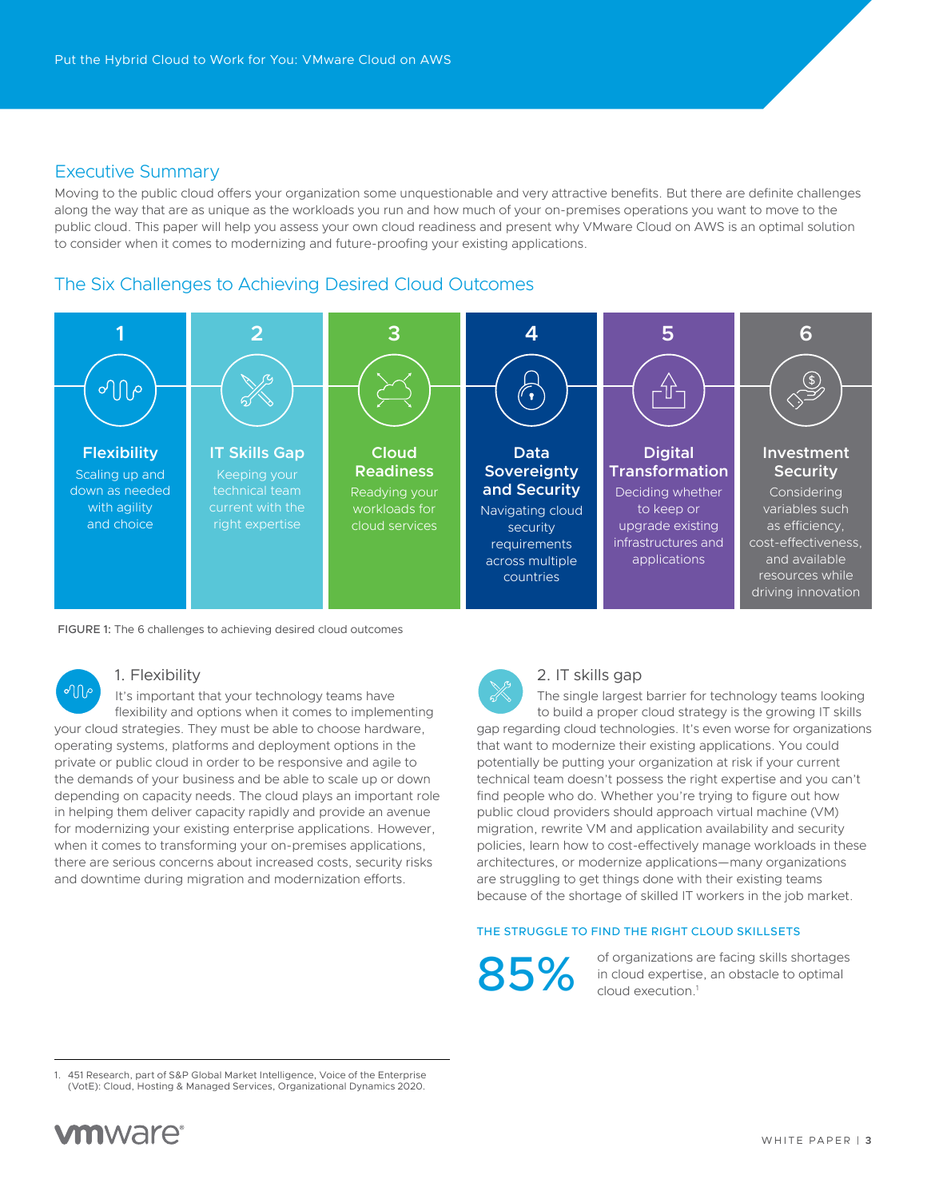## Executive Summary

Moving to the public cloud offers your organization some unquestionable and very attractive benefits. But there are definite challenges along the way that are as unique as the workloads you run and how much of your on-premises operations you want to move to the public cloud. This paper will help you assess your own cloud readiness and present why VMware Cloud on AWS is an optimal solution to consider when it comes to modernizing and future-proofing your existing applications.

## The Six Challenges to Achieving Desired Cloud Outcomes

| 1 | 2 | 3 | 4 | 5 | 6 |
|---|---|---|---|---|---|
| **Flexibility** | **IT Skills Gap** | **Cloud Readiness** | **Data Sovereignty and Security** | **Digital Transformation** | **Investment Security** |
| Scaling up and down as needed with agility and choice | Keeping your technical team current with the right expertise | Readying your workloads for cloud services | Navigating cloud security requirements across multiple countries | Deciding whether to keep or upgrade existing infrastructures and applications | Considering variables such as efficiency, cost-effectiveness, and available resources while driving innovation |

FIGURE 1: The 6 challenges to achieving desired cloud outcomes

### 1. Flexibility

It's important that your technology teams have flexibility and options when it comes to implementing your cloud strategies. They must be able to choose hardware, operating systems, platforms and deployment options in the private or public cloud in order to be responsive and agile to the demands of your business and be able to scale up or down depending on capacity needs. The cloud plays an important role in helping them deliver capacity rapidly and provide an avenue for modernizing your existing enterprise applications. However, when it comes to transforming your on-premises applications, there are serious concerns about increased costs, security risks and downtime during migration and modernization efforts.

### 2. IT skills gap

The single largest barrier for technology teams looking to build a proper cloud strategy is the growing IT skills gap regarding cloud technologies. It's even worse for organizations that want to modernize their existing applications. You could potentially be putting your organization at risk if your current technical team doesn't possess the right expertise and you can't find people who do. Whether you're trying to figure out how public cloud providers should approach virtual machine (VM) migration, rewrite VM and application availability and security policies, learn how to cost-effectively manage workloads in these architectures, or modernize applications—many organizations are struggling to get things done with their existing teams because of the shortage of skilled IT workers in the job market.

#### THE STRUGGLE TO FIND THE RIGHT CLOUD SKILLSETS

**85%** of organizations are facing skills shortages in cloud expertise, an obstacle to optimal cloud execution.[1]

1. 451 Research, part of S&P Global Market Intelligence, Voice of the Enterprise (VotE): Cloud, Hosting & Managed Services, Organizational Dynamics 2020.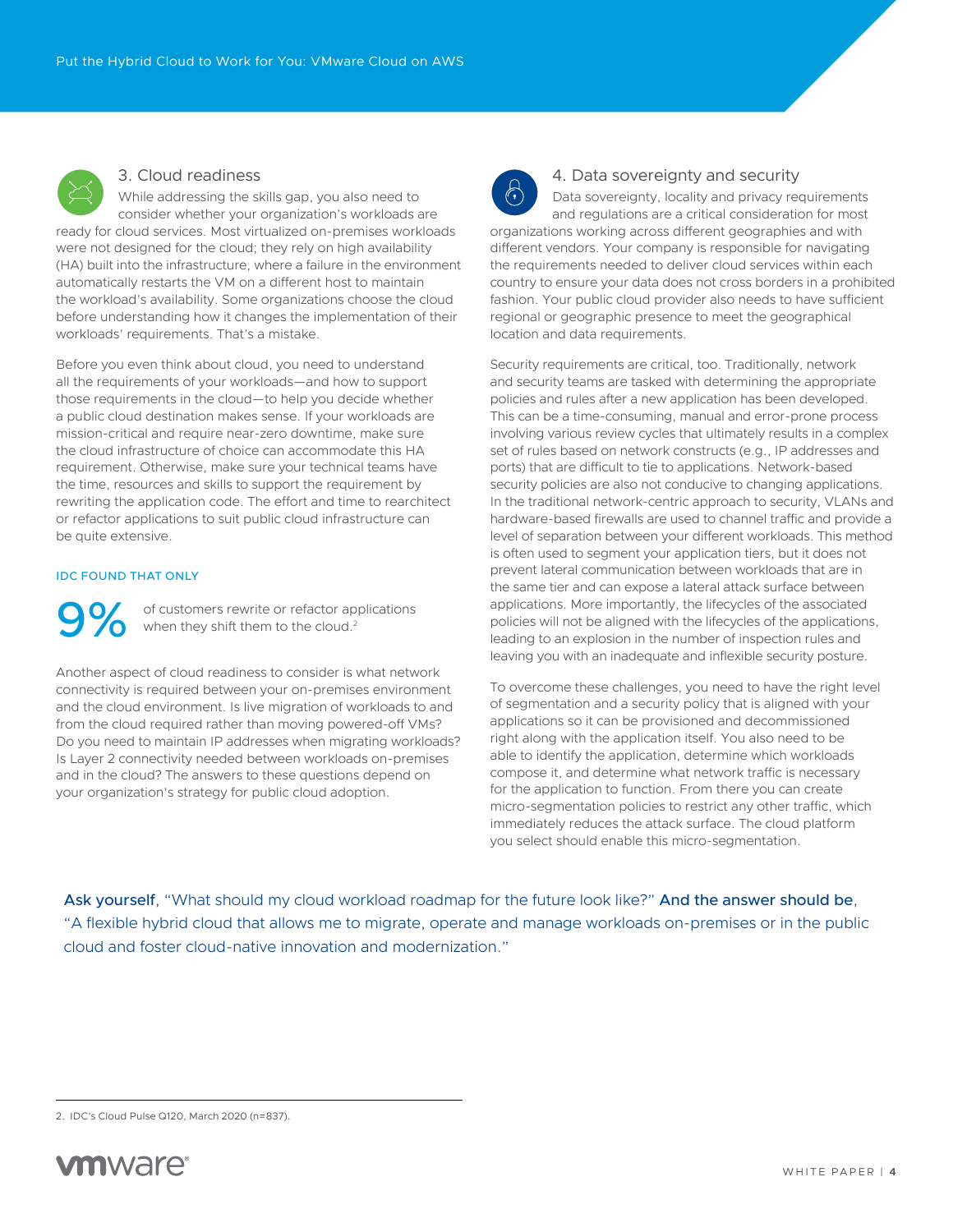### 3. Cloud readiness

While addressing the skills gap, you also need to consider whether your organization's workloads are ready for cloud services. Most virtualized on-premises workloads were not designed for the cloud; they rely on high availability (HA) built into the infrastructure, where a failure in the environment automatically restarts the VM on a different host to maintain the workload's availability. Some organizations choose the cloud before understanding how it changes the implementation of their workloads' requirements. That's a mistake.

Before you even think about cloud, you need to understand all the requirements of your workloads—and how to support those requirements in the cloud—to help you decide whether a public cloud destination makes sense. If your workloads are mission-critical and require near-zero downtime, make sure the cloud infrastructure of choice can accommodate this HA requirement. Otherwise, make sure your technical teams have the time, resources and skills to support the requirement by rewriting the application code. The effort and time to rearchitect or refactor applications to suit public cloud infrastructure can be quite extensive.

IDC FOUND THAT ONLY

**9%** of customers rewrite or refactor applications when they shift them to the cloud.[2]

Another aspect of cloud readiness to consider is what network connectivity is required between your on-premises environment and the cloud environment. Is live migration of workloads to and from the cloud required rather than moving powered-off VMs? Do you need to maintain IP addresses when migrating workloads? Is Layer 2 connectivity needed between workloads on-premises and in the cloud? The answers to these questions depend on your organization's strategy for public cloud adoption.

### 4. Data sovereignty and security

Data sovereignty, locality and privacy requirements and regulations are a critical consideration for most organizations working across different geographies and with different vendors. Your company is responsible for navigating the requirements needed to deliver cloud services within each country to ensure your data does not cross borders in a prohibited fashion. Your public cloud provider also needs to have sufficient regional or geographic presence to meet the geographical location and data requirements.

Security requirements are critical, too. Traditionally, network and security teams are tasked with determining the appropriate policies and rules after a new application has been developed. This can be a time-consuming, manual and error-prone process involving various review cycles that ultimately results in a complex set of rules based on network constructs (e.g., IP addresses and ports) that are difficult to tie to applications. Network-based security policies are also not conducive to changing applications. In the traditional network-centric approach to security, VLANs and hardware-based firewalls are used to channel traffic and provide a level of separation between your different workloads. This method is often used to segment your application tiers, but it does not prevent lateral communication between workloads that are in the same tier and can expose a lateral attack surface between applications. More importantly, the lifecycles of the associated policies will not be aligned with the lifecycles of the applications, leading to an explosion in the number of inspection rules and leaving you with an inadequate and inflexible security posture.

To overcome these challenges, you need to have the right level of segmentation and a security policy that is aligned with your applications so it can be provisioned and decommissioned right along with the application itself. You also need to be able to identify the application, determine which workloads compose it, and determine what network traffic is necessary for the application to function. From there you can create micro-segmentation policies to restrict any other traffic, which immediately reduces the attack surface. The cloud platform you select should enable this micro-segmentation.

**Ask yourself**, "What should my cloud workload roadmap for the future look like?" **And the answer should be**, "A flexible hybrid cloud that allows me to migrate, operate and manage workloads on-premises or in the public cloud and foster cloud-native innovation and modernization."

2. IDC's Cloud Pulse Q120, March 2020 (n=837).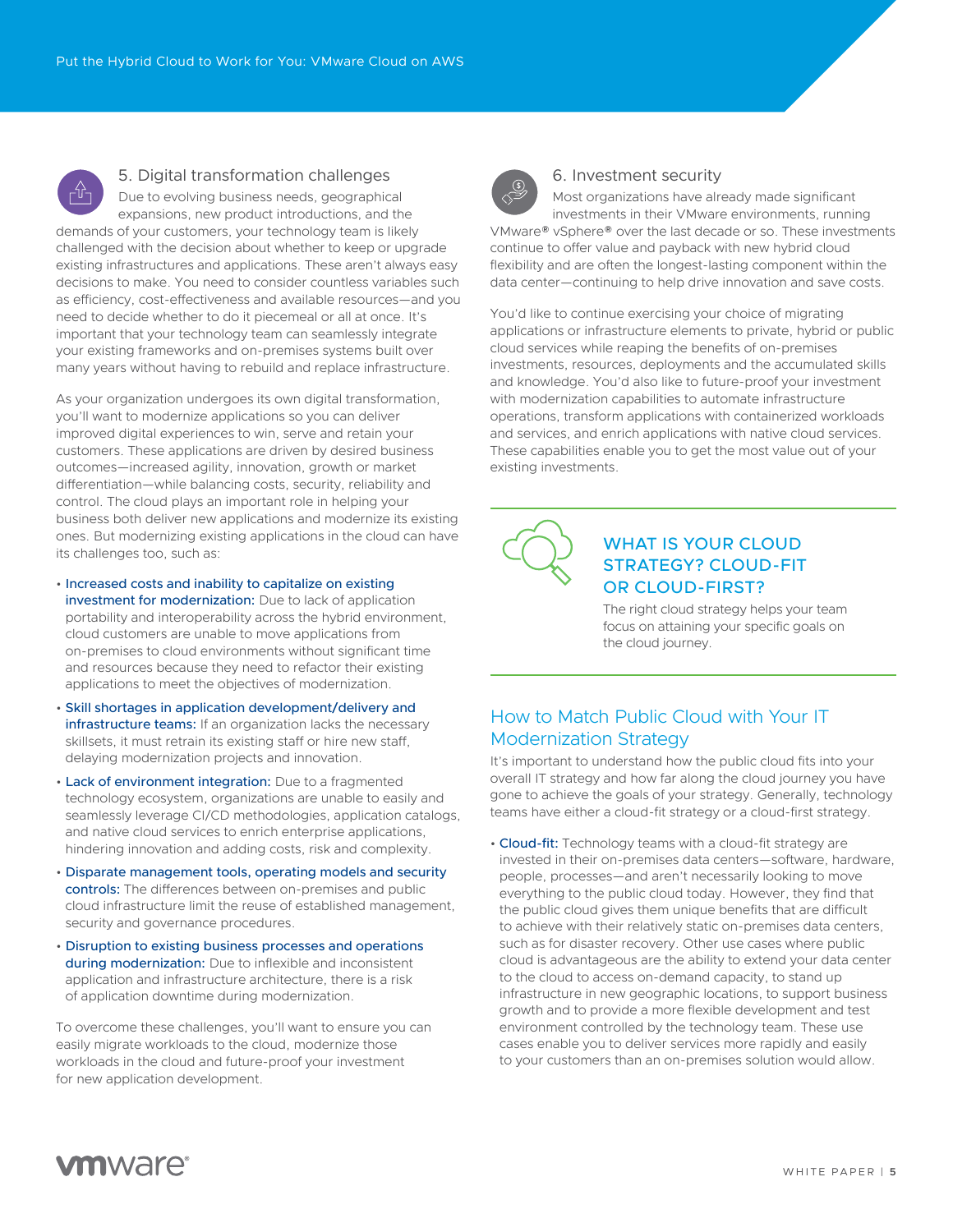### 5. Digital transformation challenges

Due to evolving business needs, geographical expansions, new product introductions, and the demands of your customers, your technology team is likely challenged with the decision about whether to keep or upgrade existing infrastructures and applications. These aren't always easy decisions to make. You need to consider countless variables such as efficiency, cost-effectiveness and available resources—and you need to decide whether to do it piecemeal or all at once. It's important that your technology team can seamlessly integrate your existing frameworks and on-premises systems built over many years without having to rebuild and replace infrastructure.

As your organization undergoes its own digital transformation, you'll want to modernize applications so you can deliver improved digital experiences to win, serve and retain your customers. These applications are driven by desired business outcomes—increased agility, innovation, growth or market differentiation—while balancing costs, security, reliability and control. The cloud plays an important role in helping your business both deliver new applications and modernize its existing ones. But modernizing existing applications in the cloud can have its challenges too, such as:

- **Increased costs and inability to capitalize on existing investment for modernization:** Due to lack of application portability and interoperability across the hybrid environment, cloud customers are unable to move applications from on-premises to cloud environments without significant time and resources because they need to refactor their existing applications to meet the objectives of modernization.
- **Skill shortages in application development/delivery and infrastructure teams:** If an organization lacks the necessary skillsets, it must retrain its existing staff or hire new staff, delaying modernization projects and innovation.
- **Lack of environment integration:** Due to a fragmented technology ecosystem, organizations are unable to easily and seamlessly leverage CI/CD methodologies, application catalogs, and native cloud services to enrich enterprise applications, hindering innovation and adding costs, risk and complexity.
- **Disparate management tools, operating models and security controls:** The differences between on-premises and public cloud infrastructure limit the reuse of established management, security and governance procedures.
- **Disruption to existing business processes and operations during modernization:** Due to inflexible and inconsistent application and infrastructure architecture, there is a risk of application downtime during modernization.

To overcome these challenges, you'll want to ensure you can easily migrate workloads to the cloud, modernize those workloads in the cloud and future-proof your investment for new application development.

### 6. Investment security

Most organizations have already made significant investments in their VMware environments, running VMware® vSphere® over the last decade or so. These investments continue to offer value and payback with new hybrid cloud flexibility and are often the longest-lasting component within the data center—continuing to help drive innovation and save costs.

You'd like to continue exercising your choice of migrating applications or infrastructure elements to private, hybrid or public cloud services while reaping the benefits of on-premises investments, resources, deployments and the accumulated skills and knowledge. You'd also like to future-proof your investment with modernization capabilities to automate infrastructure operations, transform applications with containerized workloads and services, and enrich applications with native cloud services. These capabilities enable you to get the most value out of your existing investments.

**WHAT IS YOUR CLOUD STRATEGY? CLOUD-FIT OR CLOUD-FIRST?**

The right cloud strategy helps your team focus on attaining your specific goals on the cloud journey.

## How to Match Public Cloud with Your IT Modernization Strategy

It's important to understand how the public cloud fits into your overall IT strategy and how far along the cloud journey you have gone to achieve the goals of your strategy. Generally, technology teams have either a cloud-fit strategy or a cloud-first strategy.

- **Cloud-fit:** Technology teams with a cloud-fit strategy are invested in their on-premises data centers—software, hardware, people, processes—and aren't necessarily looking to move everything to the public cloud today. However, they find that the public cloud gives them unique benefits that are difficult to achieve with their relatively static on-premises data centers, such as for disaster recovery. Other use cases where public cloud is advantageous are the ability to extend your data center to the cloud to access on-demand capacity, to stand up infrastructure in new geographic locations, to support business growth and to provide a more flexible development and test environment controlled by the technology team. These use cases enable you to deliver services more rapidly and easily to your customers than an on-premises solution would allow.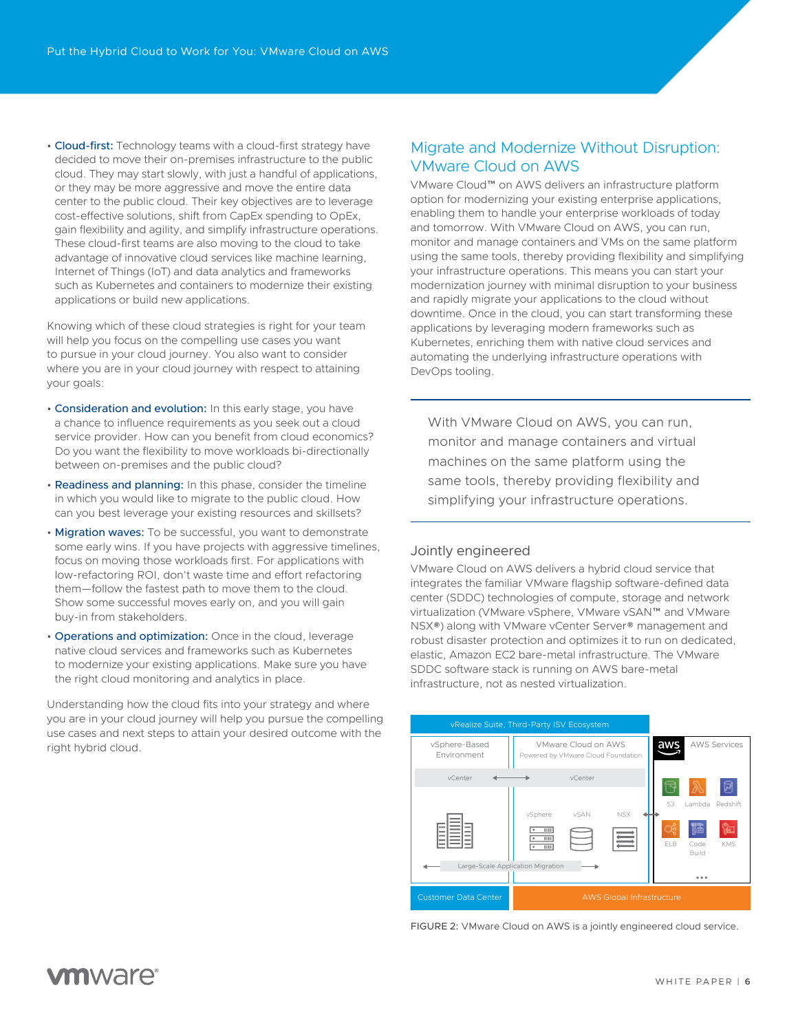- **Cloud-first:** Technology teams with a cloud-first strategy have decided to move their on-premises infrastructure to the public cloud. They may start slowly, with just a handful of applications, or they may be more aggressive and move the entire data center to the public cloud. Their key objectives are to leverage cost-effective solutions, shift from CapEx spending to OpEx, gain flexibility and agility, and simplify infrastructure operations. These cloud-first teams are also moving to the cloud to take advantage of innovative cloud services like machine learning, Internet of Things (IoT) and data analytics and frameworks such as Kubernetes and containers to modernize their existing applications or build new applications.

Knowing which of these cloud strategies is right for your team will help you focus on the compelling use cases you want to pursue in your cloud journey. You also want to consider where you are in your cloud journey with respect to attaining your goals:

- **Consideration and evolution:** In this early stage, you have a chance to influence requirements as you seek out a cloud service provider. How can you benefit from cloud economics? Do you want the flexibility to move workloads bi-directionally between on-premises and the public cloud?
- **Readiness and planning:** In this phase, consider the timeline in which you would like to migrate to the public cloud. How can you best leverage your existing resources and skillsets?
- **Migration waves:** To be successful, you want to demonstrate some early wins. If you have projects with aggressive timelines, focus on moving those workloads first. For applications with low-refactoring ROI, don't waste time and effort refactoring them—follow the fastest path to move them to the cloud. Show some successful moves early on, and you will gain buy-in from stakeholders.
- **Operations and optimization:** Once in the cloud, leverage native cloud services and frameworks such as Kubernetes to modernize your existing applications. Make sure you have the right cloud monitoring and analytics in place.

Understanding how the cloud fits into your strategy and where you are in your cloud journey will help you pursue the compelling use cases and next steps to attain your desired outcome with the right hybrid cloud.

## Migrate and Modernize Without Disruption: VMware Cloud on AWS

VMware Cloud™ on AWS delivers an infrastructure platform option for modernizing your existing enterprise applications, enabling them to handle your enterprise workloads of today and tomorrow. With VMware Cloud on AWS, you can run, monitor and manage containers and VMs on the same platform using the same tools, thereby providing flexibility and simplifying your infrastructure operations. This means you can start your modernization journey with minimal disruption to your business and rapidly migrate your applications to the cloud without downtime. Once in the cloud, you can start transforming these applications by leveraging modern frameworks such as Kubernetes, enriching them with native cloud services and automating the underlying infrastructure operations with DevOps tooling.

> With VMware Cloud on AWS, you can run, monitor and manage containers and virtual machines on the same platform using the same tools, thereby providing flexibility and simplifying your infrastructure operations.

### Jointly engineered

VMware Cloud on AWS delivers a hybrid cloud service that integrates the familiar VMware flagship software-defined data center (SDDC) technologies of compute, storage and network virtualization (VMware vSphere, VMware vSAN™ and VMware NSX®) along with VMware vCenter Server® management and robust disaster protection and optimizes it to run on dedicated, elastic, Amazon EC2 bare-metal infrastructure. The VMware SDDC software stack is running on AWS bare-metal infrastructure, not as nested virtualization.

vRealize Suite, Third-Party ISV Ecosystem

vSphere-Based Environment | VMware Cloud on AWS Powered by VMware Cloud Foundation | AWS Services

vCenter ⟷ vCenter

vSphere | vSAN | NSX

S3 | Lambda | Redshift | ELB | Code Build | KMS | ...

Large-Scale Application Migration

Customer Data Center | AWS Global Infrastructure

FIGURE 2: VMware Cloud on AWS is a jointly engineered cloud service.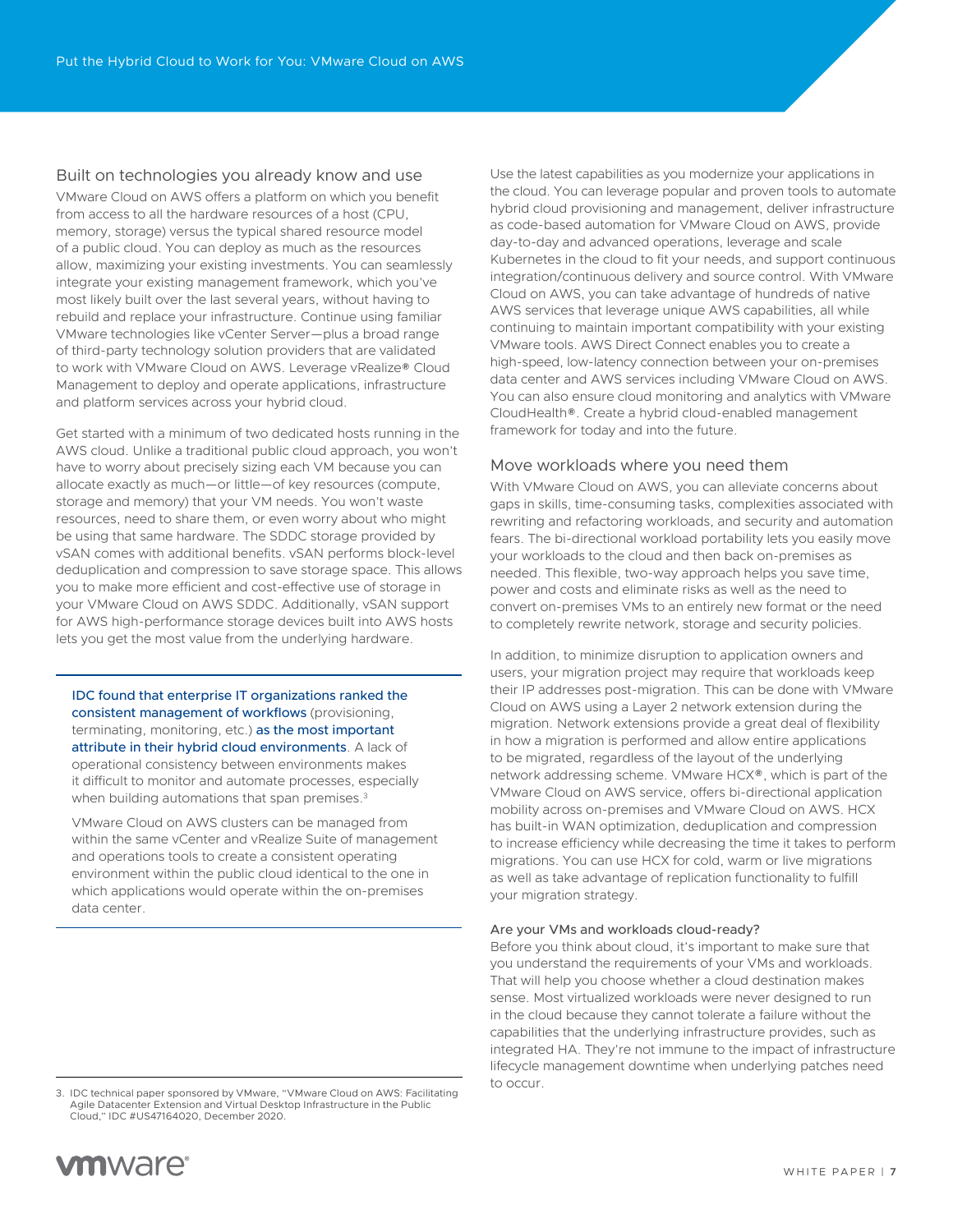## Built on technologies you already know and use

VMware Cloud on AWS offers a platform on which you benefit from access to all the hardware resources of a host (CPU, memory, storage) versus the typical shared resource model of a public cloud. You can deploy as much as the resources allow, maximizing your existing investments. You can seamlessly integrate your existing management framework, which you've most likely built over the last several years, without having to rebuild and replace your infrastructure. Continue using familiar VMware technologies like vCenter Server—plus a broad range of third-party technology solution providers that are validated to work with VMware Cloud on AWS. Leverage vRealize® Cloud Management to deploy and operate applications, infrastructure and platform services across your hybrid cloud.

Get started with a minimum of two dedicated hosts running in the AWS cloud. Unlike a traditional public cloud approach, you won't have to worry about precisely sizing each VM because you can allocate exactly as much—or little—of key resources (compute, storage and memory) that your VM needs. You won't waste resources, need to share them, or even worry about who might be using that same hardware. The SDDC storage provided by vSAN comes with additional benefits. vSAN performs block-level deduplication and compression to save storage space. This allows you to make more efficient and cost-effective use of storage in your VMware Cloud on AWS SDDC. Additionally, vSAN support for AWS high-performance storage devices built into AWS hosts lets you get the most value from the underlying hardware.

> IDC found that enterprise IT organizations ranked the consistent management of workflows (provisioning, terminating, monitoring, etc.) as the most important attribute in their hybrid cloud environments. A lack of operational consistency between environments makes it difficult to monitor and automate processes, especially when building automations that span premises.[3]
>
> VMware Cloud on AWS clusters can be managed from within the same vCenter and vRealize Suite of management and operations tools to create a consistent operating environment within the public cloud identical to the one in which applications would operate within the on-premises data center.

Use the latest capabilities as you modernize your applications in the cloud. You can leverage popular and proven tools to automate hybrid cloud provisioning and management, deliver infrastructure as code-based automation for VMware Cloud on AWS, provide day-to-day and advanced operations, leverage and scale Kubernetes in the cloud to fit your needs, and support continuous integration/continuous delivery and source control. With VMware Cloud on AWS, you can take advantage of hundreds of native AWS services that leverage unique AWS capabilities, all while continuing to maintain import compatibility with your existing VMware tools. AWS Direct Connect enables you to create a high-speed, low-latency connection between your on-premises data center and AWS services including VMware Cloud on AWS. You can also ensure cloud monitoring and analytics with VMware CloudHealth®. Create a hybrid cloud-enabled management framework for today and into the future.

## Move workloads where you need them

With VMware Cloud on AWS, you can alleviate concerns about gaps in skills, time-consuming tasks, complexities associated with rewriting and refactoring workloads, and security and automation fears. The bi-directional workload portability lets you easily move your workloads to the cloud and then back on-premises as needed. This flexible, two-way approach helps you save time, power and costs and eliminate risks as well as the need to convert on-premises VMs to an entirely new format or the need to completely rewrite network, storage and security policies.

In addition, to minimize disruption to application owners and users, your migration project may require that workloads keep their IP addresses post-migration. This can be done with VMware Cloud on AWS using a Layer 2 network extension during the migration. Network extensions provide a great deal of flexibility in how a migration is performed and allow entire applications to be migrated, regardless of the layout of the underlying network addressing scheme. VMware HCX®, which is part of the VMware Cloud on AWS service, offers bi-directional application mobility across on-premises and VMware Cloud on AWS. HCX has built-in WAN optimization, deduplication and compression to increase efficiency while decreasing the time it takes to perform migrations. You can use HCX for cold, warm or live migrations as well as take advantage of replication functionality to fulfill your migration strategy.

### Are your VMs and workloads cloud-ready?

Before you think about cloud, it's important to make sure that you understand the requirements of your VMs and workloads. That will help you choose whether a cloud destination makes sense. Most virtualized workloads were never designed to run in the cloud because they cannot tolerate a failure without the capabilities that the underlying infrastructure provides, such as integrated HA. They're not immune to the impact of infrastructure lifecycle management downtime when underlying patches need to occur.

---

3. IDC technical paper sponsored by VMware, "VMware Cloud on AWS: Facilitating Agile Datacenter Extension and Virtual Desktop Infrastructure in the Public Cloud," IDC #US47164020, December 2020.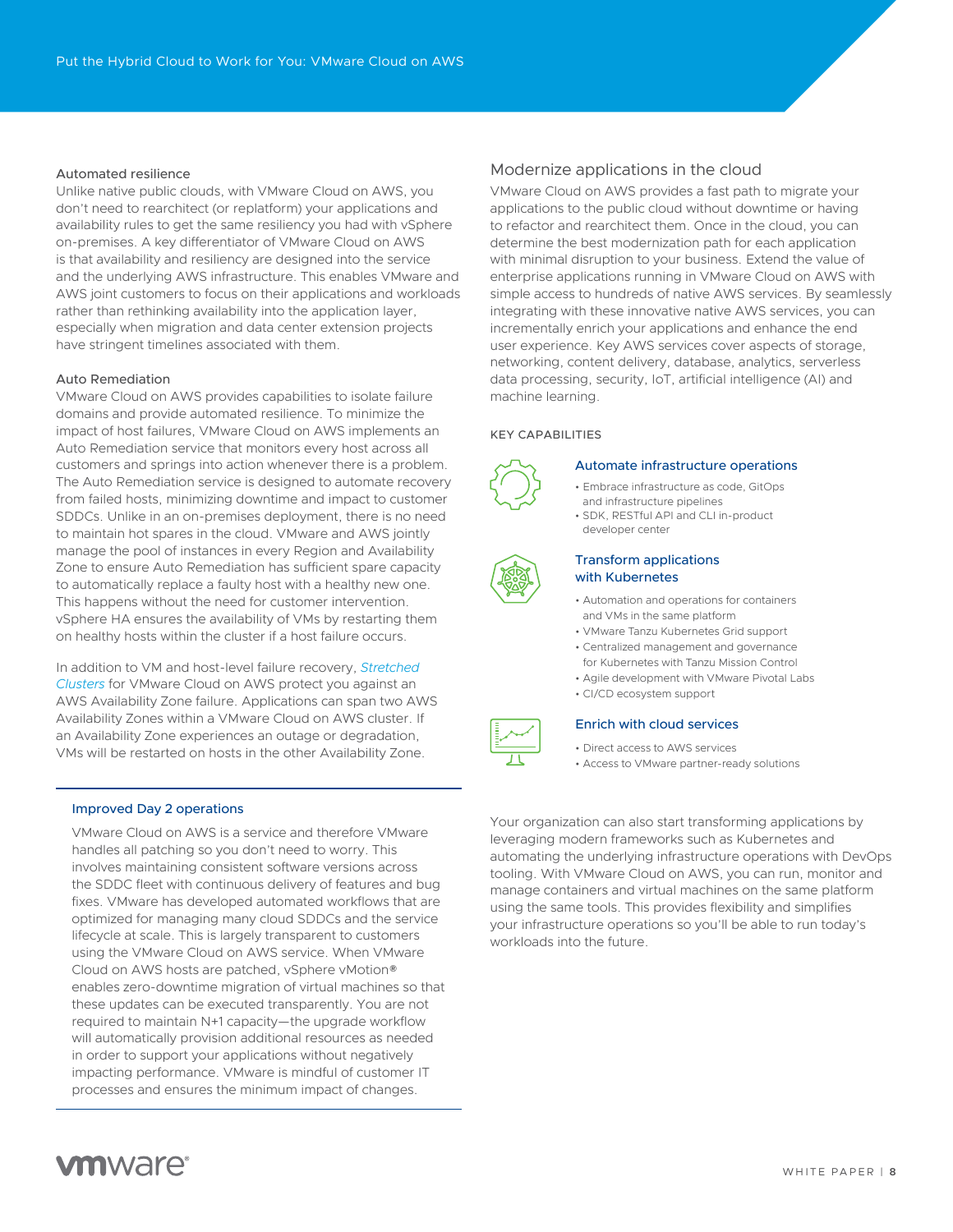### Automated resilience

Unlike native public clouds, with VMware Cloud on AWS, you don't need to rearchitect (or replatform) your applications and availability rules to get the same resiliency you had with vSphere on-premises. A key differentiator of VMware Cloud on AWS is that availability and resiliency are designed into the service and the underlying AWS infrastructure. This enables VMware and AWS joint customers to focus on their applications and workloads rather than rethinking availability into the application layer, especially when migration and data center extension projects have stringent timelines associated with them.

### Auto Remediation

VMware Cloud on AWS provides capabilities to isolate failure domains and provide automated resilience. To minimize the impact of host failures, VMware Cloud on AWS implements an Auto Remediation service that monitors every host across all customers and springs into action whenever there is a problem. The Auto Remediation service is designed to automate recovery from failed hosts, minimizing downtime and impact to customer SDDCs. Unlike in an on-premises deployment, there is no need to maintain hot spares in the cloud. VMware and AWS jointly manage the pool of instances in every Region and Availability Zone to ensure Auto Remediation has sufficient spare capacity to automatically replace a faulty host with a healthy new one. This happens without the need for customer intervention. vSphere HA ensures the availability of VMs by restarting them on healthy hosts within the cluster if a host failure occurs.

In addition to VM and host-level failure recovery, *Stretched Clusters* for VMware Cloud on AWS protect you against an AWS Availability Zone failure. Applications can span two AWS Availability Zones within a VMware Cloud on AWS cluster. If an Availability Zone experiences an outage or degradation, VMs will be restarted on hosts in the other Availability Zone.

---

### Improved Day 2 operations

VMware Cloud on AWS is a service and therefore VMware handles all patching so you don't need to worry. This involves maintaining consistent software versions across the SDDC fleet with continuous delivery of features and bug fixes. VMware has developed automated workflows that are optimized for managing many cloud SDDCs and the service lifecycle at scale. This is largely transparent to customers using the VMware Cloud on AWS service. When VMware Cloud on AWS hosts are patched, vSphere vMotion® enables zero-downtime migration of virtual machines so that these updates can be executed transparently. You are not required to maintain N+1 capacity—the upgrade workflow will automatically provision additional resources as needed in order to support your applications without negatively impacting performance. VMware is mindful of customer IT processes and ensures the minimum impact of changes.

---

## Modernize applications in the cloud

VMware Cloud on AWS provides a fast path to migrate your applications to the public cloud without downtime or having to refactor and rearchitect them. Once in the cloud, you can determine the best modernization path for each application with minimal disruption to your business. Extend the value of enterprise applications running in VMware Cloud on AWS with simple access to hundreds of native AWS services. By seamlessly integrating with these innovative native AWS services, you can incrementally enrich your applications and enhance the end user experience. Key AWS services cover aspects of storage, networking, content delivery, database, analytics, serverless data processing, security, IoT, artificial intelligence (AI) and machine learning.

#### KEY CAPABILITIES

**Automate infrastructure operations**

- Embrace infrastructure as code, GitOps and infrastructure pipelines
- SDK, RESTful API and CLI in-product developer center

**Transform applications with Kubernetes**

- Automation and operations for containers and VMs in the same platform
- VMware Tanzu Kubernetes Grid support
- Centralized management and governance for Kubernetes with Tanzu Mission Control
- Agile development with VMware Pivotal Labs
- CI/CD ecosystem support

**Enrich with cloud services**

- Direct access to AWS services
- Access to VMware partner-ready solutions

Your organization can also start transforming applications by leveraging modern frameworks such as Kubernetes and automating the underlying infrastructure operations with DevOps tooling. With VMware Cloud on AWS, you can run, monitor and manage containers and virtual machines on the same platform using the same tools. This provides flexibility and simplifies your infrastructure operations so you'll be able to run today's workloads into the future.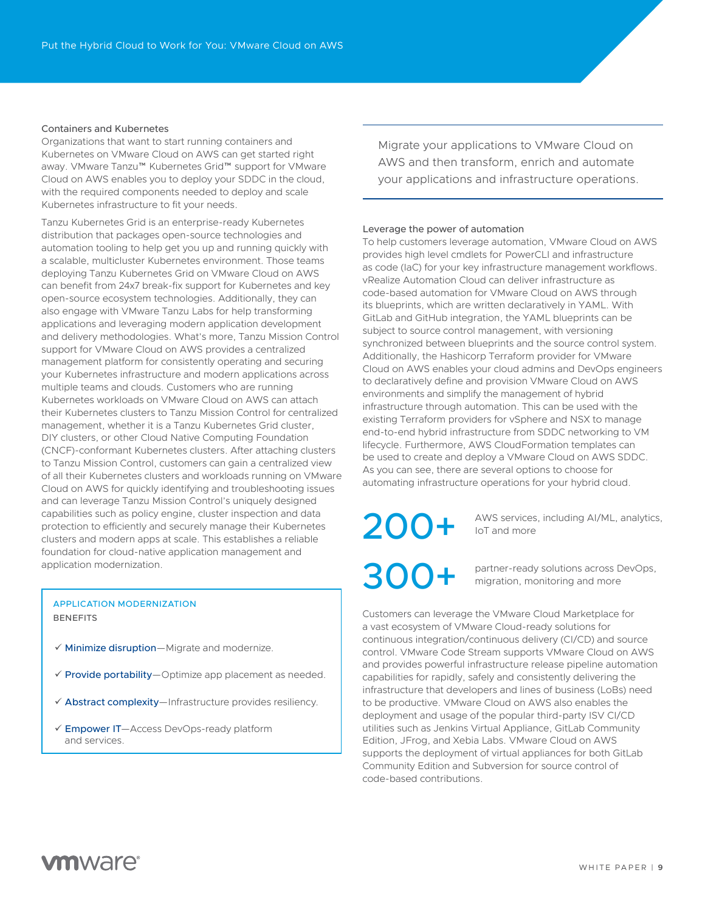### Containers and Kubernetes

Organizations that want to start running containers and Kubernetes on VMware Cloud on AWS can get started right away. VMware Tanzu™ Kubernetes Grid™ support for VMware Cloud on AWS enables you to deploy your SDDC in the cloud, with the required components needed to deploy and scale Kubernetes infrastructure to fit your needs.

Tanzu Kubernetes Grid is an enterprise-ready Kubernetes distribution that packages open-source technologies and automation tooling to help get you up and running quickly with a scalable, multicluster Kubernetes environment. Those teams deploying Tanzu Kubernetes Grid on VMware Cloud on AWS can benefit from 24x7 break-fix support for Kubernetes and key open-source ecosystem technologies. Additionally, they can also engage with VMware Tanzu Labs for help transforming applications and leveraging modern application development and delivery methodologies. What's more, Tanzu Mission Control support for VMware Cloud on AWS provides a centralized management platform for consistently operating and securing your Kubernetes infrastructure and modern applications across multiple teams and clouds. Customers who are running Kubernetes workloads on VMware Cloud on AWS can attach their Kubernetes clusters to Tanzu Mission Control for centralized management, whether it is a Tanzu Kubernetes Grid cluster, DIY clusters, or other Cloud Native Computing Foundation (CNCF)-conformant Kubernetes clusters. After attaching clusters to Tanzu Mission Control, customers can gain a centralized view of all their Kubernetes clusters and workloads running on VMware Cloud on AWS for quickly identifying and troubleshooting issues and can leverage Tanzu Mission Control's uniquely designed capabilities such as policy engine, cluster inspection and data protection to efficiently and securely manage their Kubernetes clusters and modern apps at scale. This establishes a reliable foundation for cloud-native application management and application modernization.

**APPLICATION MODERNIZATION**
**BENEFITS**

- ✓ **Minimize disruption**—Migrate and modernize.
- ✓ **Provide portability**—Optimize app placement as needed.
- ✓ **Abstract complexity**—Infrastructure provides resiliency.
- ✓ **Empower IT**—Access DevOps-ready platform and services.

> Migrate your applications to VMware Cloud on AWS and then transform, enrich and automate your applications and infrastructure operations.

### Leverage the power of automation

To help customers leverage automation, VMware Cloud on AWS provides high level cmdlets for PowerCLI and infrastructure as code (IaC) for your key infrastructure management workflows. vRealize Automation Cloud can deliver infrastructure as code-based automation for VMware Cloud on AWS through its blueprints, which are written declaratively in YAML. With GitLab and GitHub integration, the YAML blueprints can be subject to source control management, with versioning synchronized between blueprints and the source control system. Additionally, the Hashicorp Terraform provider for VMware Cloud on AWS enables your cloud admins and DevOps engineers to declaratively define and provision VMware Cloud on AWS environments and simplify the management of hybrid infrastructure through automation. This can be used with the existing Terraform providers for vSphere and NSX to manage end-to-end hybrid infrastructure from SDDC networking to VM lifecycle. Furthermore, AWS CloudFormation templates can be used to create and deploy a VMware Cloud on AWS SDDC. As you can see, there are several options to choose for automating infrastructure operations for your hybrid cloud.

**200+** AWS services, including AI/ML, analytics, IoT and more

**300+** partner-ready solutions across DevOps, migration, monitoring and more

Customers can leverage the VMware Cloud Marketplace for a vast ecosystem of VMware Cloud-ready solutions for continuous integration/continuous delivery (CI/CD) and source control. VMware Code Stream supports VMware Cloud on AWS and provides powerful infrastructure release pipeline automation capabilities for rapidly, safely and consistently delivering the infrastructure that developers and lines of business (LoBs) need to be productive. VMware Cloud on AWS also enables the deployment and usage of the popular third-party ISV CI/CD utilities such as Jenkins Virtual Appliance, GitLab Community Edition, JFrog, and Xebia Labs. VMware Cloud on AWS supports the deployment of virtual appliances for both GitLab Community Edition and Subversion for source control of code-based contributions.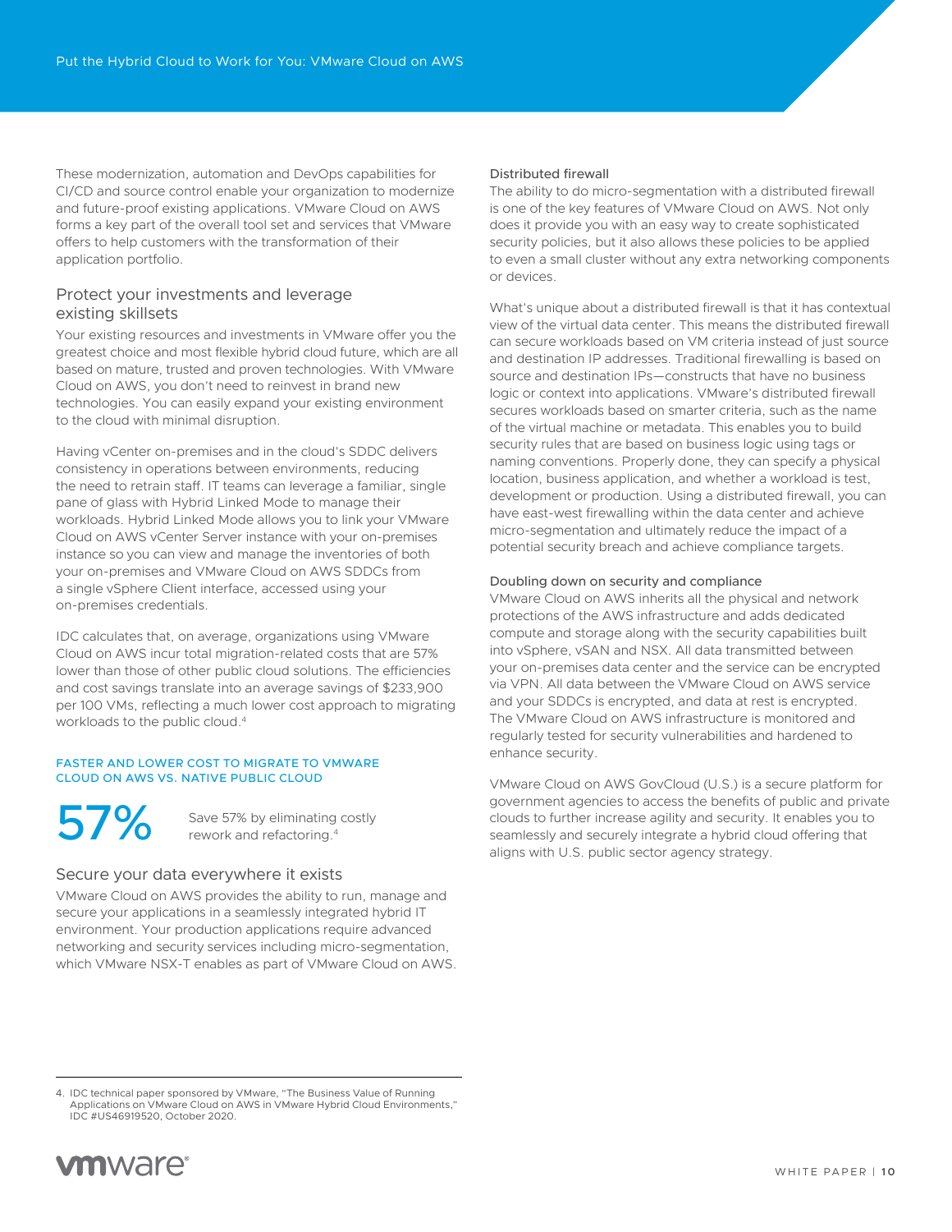These modernization, automation and DevOps capabilities for CI/CD and source control enable your organization to modernize and future-proof existing applications. VMware Cloud on AWS forms a key part of the overall tool set and services that VMware offers to help customers with the transformation of their application portfolio.

## Protect your investments and leverage existing skillsets

Your existing resources and investments in VMware offer you the greatest choice and most flexible hybrid cloud future, which are all based on mature, trusted and proven technologies. With VMware Cloud on AWS, you don't need to reinvest in brand new technologies. You can easily expand your existing environment to the cloud with minimal disruption.

Having vCenter on-premises and in the cloud's SDDC delivers consistency in operations between environments, reducing the need to retrain staff. IT teams can leverage a familiar, single pane of glass with Hybrid Linked Mode to manage their workloads. Hybrid Linked Mode allows you to link your VMware Cloud on AWS vCenter Server instance with your on-premises instance so you can view and manage the inventories of both your on-premises and VMware Cloud on AWS SDDCs from a single vSphere Client interface, accessed using your on-premises credentials.

IDC calculates that, on average, organizations using VMware Cloud on AWS incur total migration-related costs that are 57% lower than those of other public cloud solutions. The efficiencies and cost savings translate into an average savings of $233,900 per 100 VMs, reflecting a much lower cost approach to migrating workloads to the public cloud.[4]

**FASTER AND LOWER COST TO MIGRATE TO VMWARE CLOUD ON AWS VS. NATIVE PUBLIC CLOUD**

**57%** Save 57% by eliminating costly rework and refactoring.[4]

## Secure your data everywhere it exists

VMware Cloud on AWS provides the ability to run, manage and secure your applications in a seamlessly integrated hybrid IT environment. Your production applications require advanced networking and security services including micro-segmentation, which VMware NSX-T enables as part of VMware Cloud on AWS.

### Distributed firewall

The ability to do micro-segmentation with a distributed firewall is one of the key features of VMware Cloud on AWS. Not only does it provide you with an easy way to create sophisticated security policies, but it also allows these policies to be applied to even a small cluster without any extra networking components or devices.

What's unique about a distributed firewall is that it has contextual view of the virtual data center. This means the distributed firewall can secure workloads based on VM criteria instead of just source and destination IP addresses. Traditional firewalling is based on source and destination IPs—constructs that have no business logic or context into applications. VMware's distributed firewall secures workloads based on smarter criteria, such as the name of the virtual machine or metadata. This enables you to build security rules that are based on business logic using tags or naming conventions. Properly done, they can specify a physical location, business application, and whether a workload is test, development or production. Using a distributed firewall, you can have east-west firewalling within the data center and achieve micro-segmentation and ultimately reduce the impact of a potential security breach and achieve compliance targets.

### Doubling down on security and compliance

VMware Cloud on AWS inherits all the physical and network protections of the AWS infrastructure and adds dedicated compute and storage along with the security capabilities built into vSphere, vSAN and NSX. All data transmitted between your on-premises data center and the service can be encrypted via VPN. All data between the VMware Cloud on AWS service and your SDDCs is encrypted, and data at rest is encrypted. The VMware Cloud on AWS infrastructure is monitored and regularly tested for security vulnerabilities and hardened to enhance security.

VMware Cloud on AWS GovCloud (U.S.) is a secure platform for government agencies to access the benefits of public and private clouds to further increase agility and security. It enables you to seamlessly and securely integrate a hybrid cloud offering that aligns with U.S. public sector agency strategy.

---

4. IDC technical paper sponsored by VMware, "The Business Value of Running Applications on VMware Cloud on AWS in VMware Hybrid Cloud Environments," IDC #US46919520, October 2020.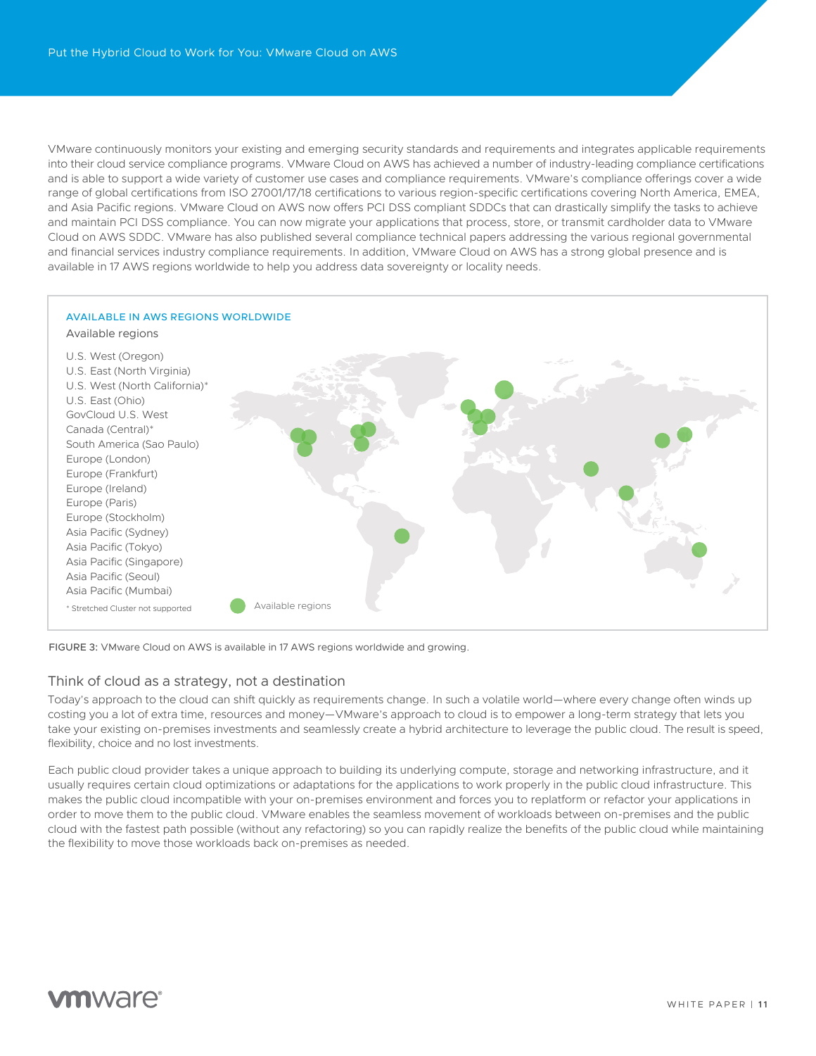VMware continuously monitors your existing and emerging security standards and requirements and integrates applicable requirements into their cloud service compliance programs. VMware Cloud on AWS has achieved a number of industry-leading compliance certifications and is able to support a wide variety of customer use cases and compliance requirements. VMware's compliance offerings cover a wide range of global certifications from ISO 27001/17/18 certifications to various region-specific certifications covering North America, EMEA, and Asia Pacific regions. VMware Cloud on AWS now offers PCI DSS compliant SDDCs that can drastically simplify the tasks to achieve and maintain PCI DSS compliance. You can now migrate your applications that process, store, or transmit cardholder data to VMware Cloud on AWS SDDC. VMware has also published several compliance technical papers addressing the various regional governmental and financial services industry compliance requirements. In addition, VMware Cloud on AWS has a strong global presence and is available in 17 AWS regions worldwide to help you address data sovereignty or locality needs.

AVAILABLE IN AWS REGIONS WORLDWIDE

Available regions

- U.S. West (Oregon)
- U.S. East (North Virginia)
- U.S. West (North California)*
- U.S. East (Ohio)
- GovCloud U.S. West
- Canada (Central)*
- South America (Sao Paulo)
- Europe (London)
- Europe (Frankfurt)
- Europe (Ireland)
- Europe (Paris)
- Europe (Stockholm)
- Asia Pacific (Sydney)
- Asia Pacific (Tokyo)
- Asia Pacific (Singapore)
- Asia Pacific (Seoul)
- Asia Pacific (Mumbai)

* Stretched Cluster not supported

Available regions

FIGURE 3: VMware Cloud on AWS is available in 17 AWS regions worldwide and growing.

## Think of cloud as a strategy, not a destination

Today's approach to the cloud can shift quickly as requirements change. In such a volatile world—where every change often winds up costing you a lot of extra time, resources and money—VMware's approach to cloud is to empower a long-term strategy that lets you take your existing on-premises investments and seamlessly create a hybrid architecture to leverage the public cloud. The result is speed, flexibility, choice and no lost investments.

Each public cloud provider takes a unique approach to building its underlying compute, storage and networking infrastructure, and it usually requires certain cloud optimizations or adaptations for the applications to work properly in the public cloud infrastructure. This makes the public cloud incompatible with your on-premises environment and forces you to replatform or refactor your applications in order to move them to the public cloud. VMware enables the seamless movement of workloads between on-premises and the public cloud with the fastest path possible (without any refactoring) so you can rapidly realize the benefits of the public cloud while maintaining the flexibility to move those workloads back on-premises as needed.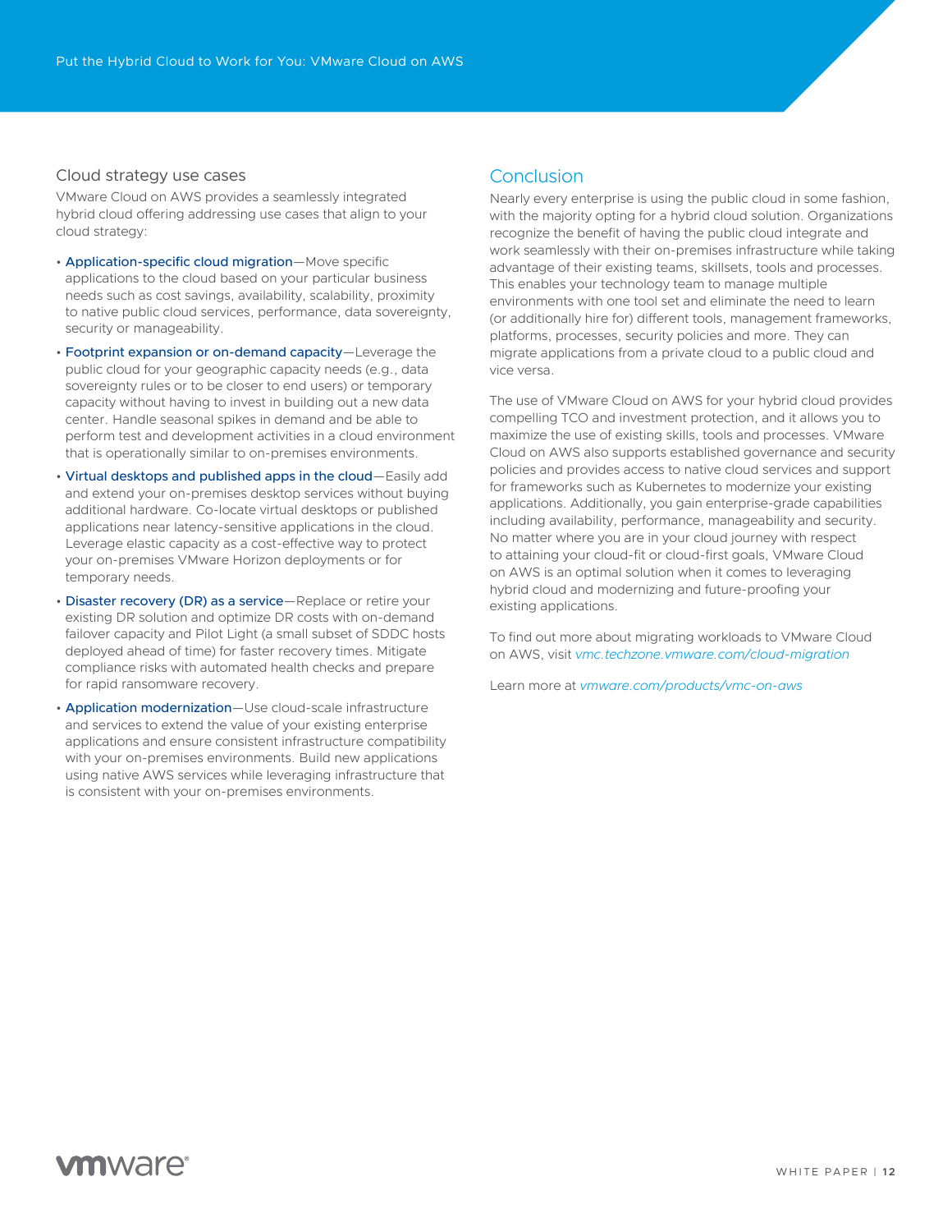### Cloud strategy use cases

VMware Cloud on AWS provides a seamlessly integrated hybrid cloud offering addressing use cases that align to your cloud strategy:

- **Application-specific cloud migration**—Move specific applications to the cloud based on your particular business needs such as cost savings, availability, scalability, proximity to native public cloud services, performance, data sovereignty, security or manageability.
- **Footprint expansion or on-demand capacity**—Leverage the public cloud for your geographic capacity needs (e.g., data sovereignty rules or to be closer to end users) or temporary capacity without having to invest in building out a new data center. Handle seasonal spikes in demand and be able to perform test and development activities in a cloud environment that is operationally similar to on-premises environments.
- **Virtual desktops and published apps in the cloud**—Easily add and extend your on-premises desktop services without buying additional hardware. Co-locate virtual desktops or published applications near latency-sensitive applications in the cloud. Leverage elastic capacity as a cost-effective way to protect your on-premises VMware Horizon deployments or for temporary needs.
- **Disaster recovery (DR) as a service**—Replace or retire your existing DR solution and optimize DR costs with on-demand failover capacity and Pilot Light (a small subset of SDDC hosts deployed ahead of time) for faster recovery times. Mitigate compliance risks with automated health checks and prepare for rapid ransomware recovery.
- **Application modernization**—Use cloud-scale infrastructure and services to extend the value of your existing enterprise applications and ensure consistent infrastructure compatibility with your on-premises environments. Build new applications using native AWS services while leveraging infrastructure that is consistent with your on-premises environments.

## Conclusion

Nearly every enterprise is using the public cloud in some fashion, with the majority opting for a hybrid cloud solution. Organizations recognize the benefit of having the public cloud integrate and work seamlessly with their on-premises infrastructure while taking advantage of their existing teams, skillsets, tools and processes. This enables your technology team to manage multiple environments with one tool set and eliminate the need to learn (or additionally hire for) different tools, management frameworks, platforms, processes, security policies and more. They can migrate applications from a private cloud to a public cloud and vice versa.

The use of VMware Cloud on AWS for your hybrid cloud provides compelling TCO and investment protection, and it allows you to maximize the use of existing skills, tools and processes. VMware Cloud on AWS also supports established governance and security policies and provides access to native cloud services and support for frameworks such as Kubernetes to modernize your existing applications. Additionally, you gain enterprise-grade capabilities including availability, performance, manageability and security. No matter where you are in your cloud journey with respect to attaining your cloud-fit or cloud-first goals, VMware Cloud on AWS is an optimal solution when it comes to leveraging hybrid cloud and modernizing and future-proofing your existing applications.

To find out more about migrating workloads to VMware Cloud on AWS, visit *vmc.techzone.vmware.com/cloud-migration*

Learn more at *vmware.com/products/vmc-on-aws*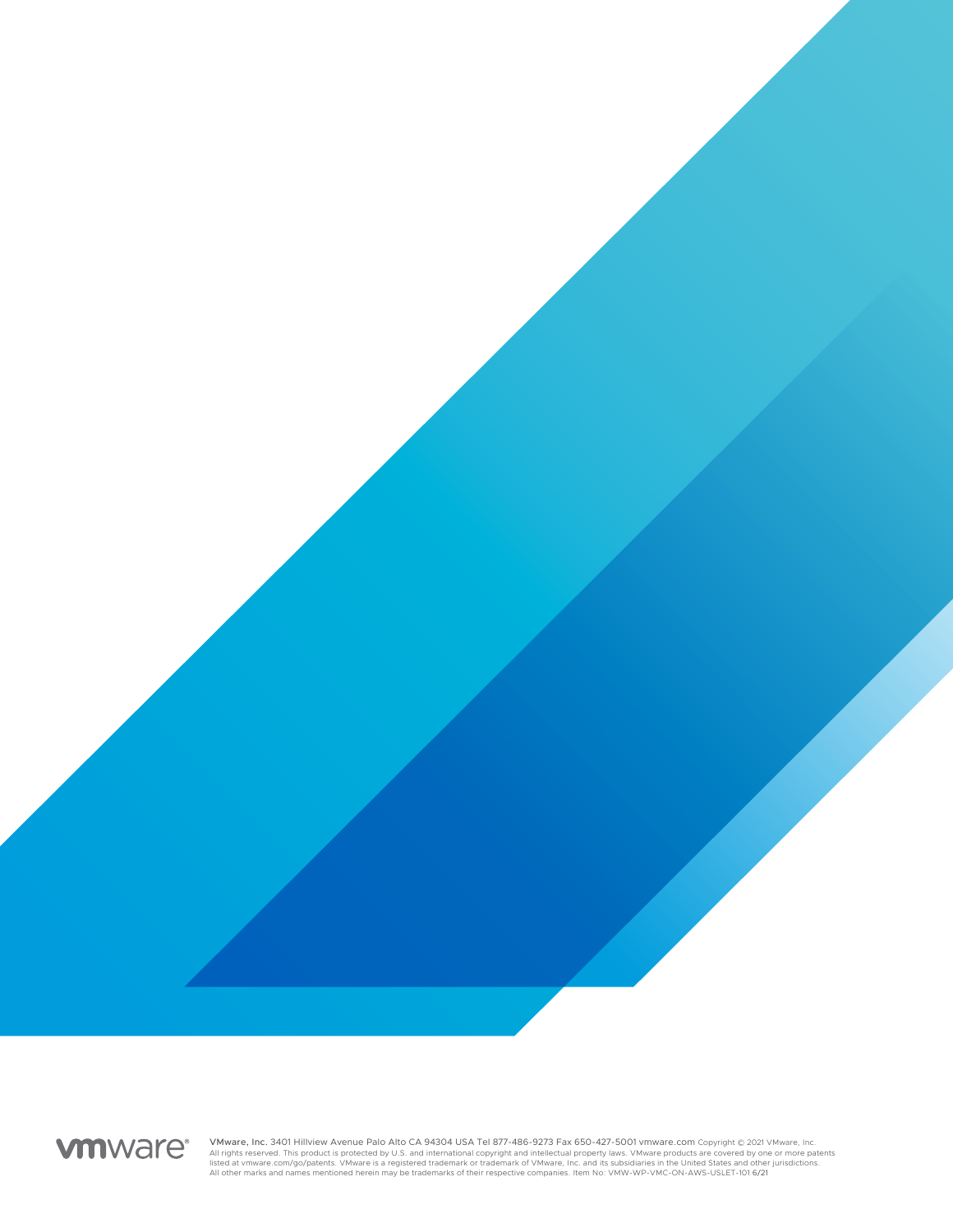vmware®

VMware, Inc. 3401 Hillview Avenue Palo Alto CA 94304 USA Tel 877-486-9273 Fax 650-427-5001 vmware.com Copyright © 2021 VMware, Inc. All rights reserved. This product is protected by U.S. and international copyright and intellectual property laws. VMware products are covered by one or more patents listed at vmware.com/go/patents. VMware is a registered trademark or trademark of VMware, Inc. and its subsidiaries in the United States and other jurisdictions. All other marks and names mentioned herein may be trademarks of their respective companies. Item No: VMW-WP-VMC-ON-AWS-USLET-101 6/21